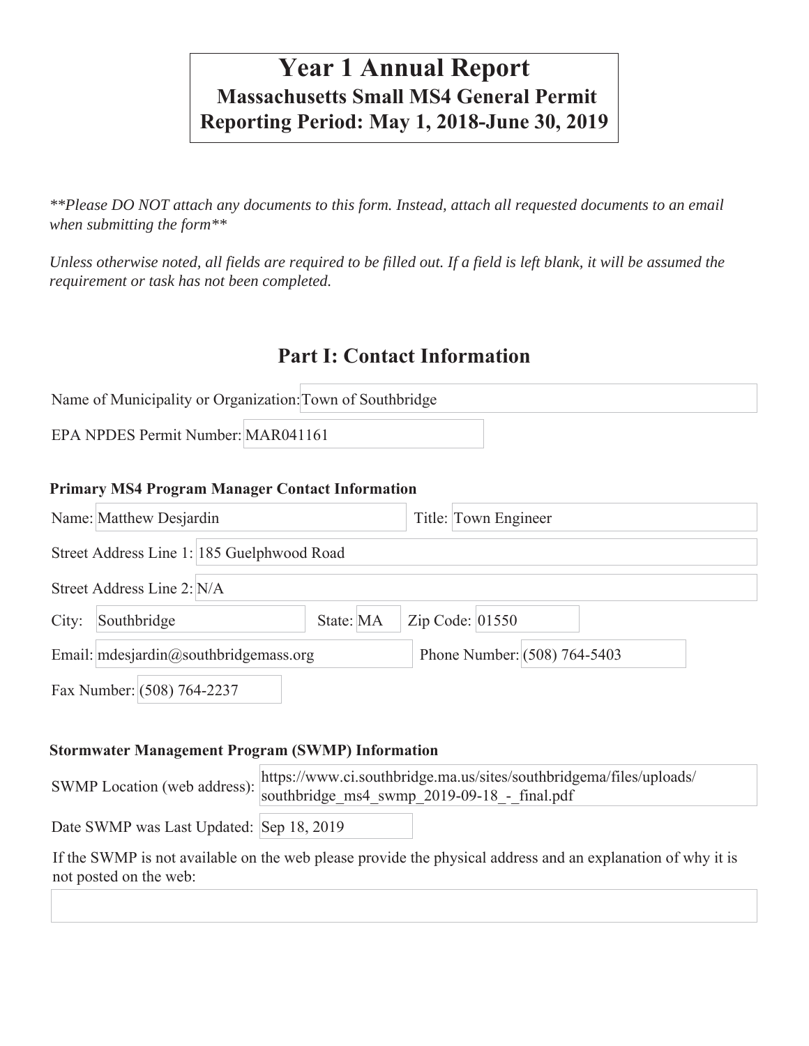# Year 1 Annual Report
## Massachusetts Small MS4 General Permit
## Reporting Period: May 1, 2018-June 30, 2019

*\*\*Please DO NOT attach any documents to this form. Instead, attach all requested documents to an email when submitting the form\*\**

*Unless otherwise noted, all fields are required to be filled out. If a field is left blank, it will be assumed the requirement or task has not been completed.*

## Part I: Contact Information

Name of Municipality or Organization: Town of Southbridge

EPA NPDES Permit Number: MAR041161

### Primary MS4 Program Manager Contact Information

Name: Matthew Desjardin

Title: Town Engineer

Street Address Line 1: 185 Guelphwood Road

Street Address Line 2: N/A

City: Southbridge

State: MA

Zip Code: 01550

Email: mdesjardin@southbridgemass.org

Phone Number: (508) 764-5403

Fax Number: (508) 764-2237

### Stormwater Management Program (SWMP) Information

SWMP Location (web address): https://www.ci.southbridge.ma.us/sites/southbridgema/files/uploads/southbridge_ms4_swmp_2019-09-18_-_final.pdf

Date SWMP was Last Updated: Sep 18, 2019

If the SWMP is not available on the web please provide the physical address and an explanation of why it is not posted on the web: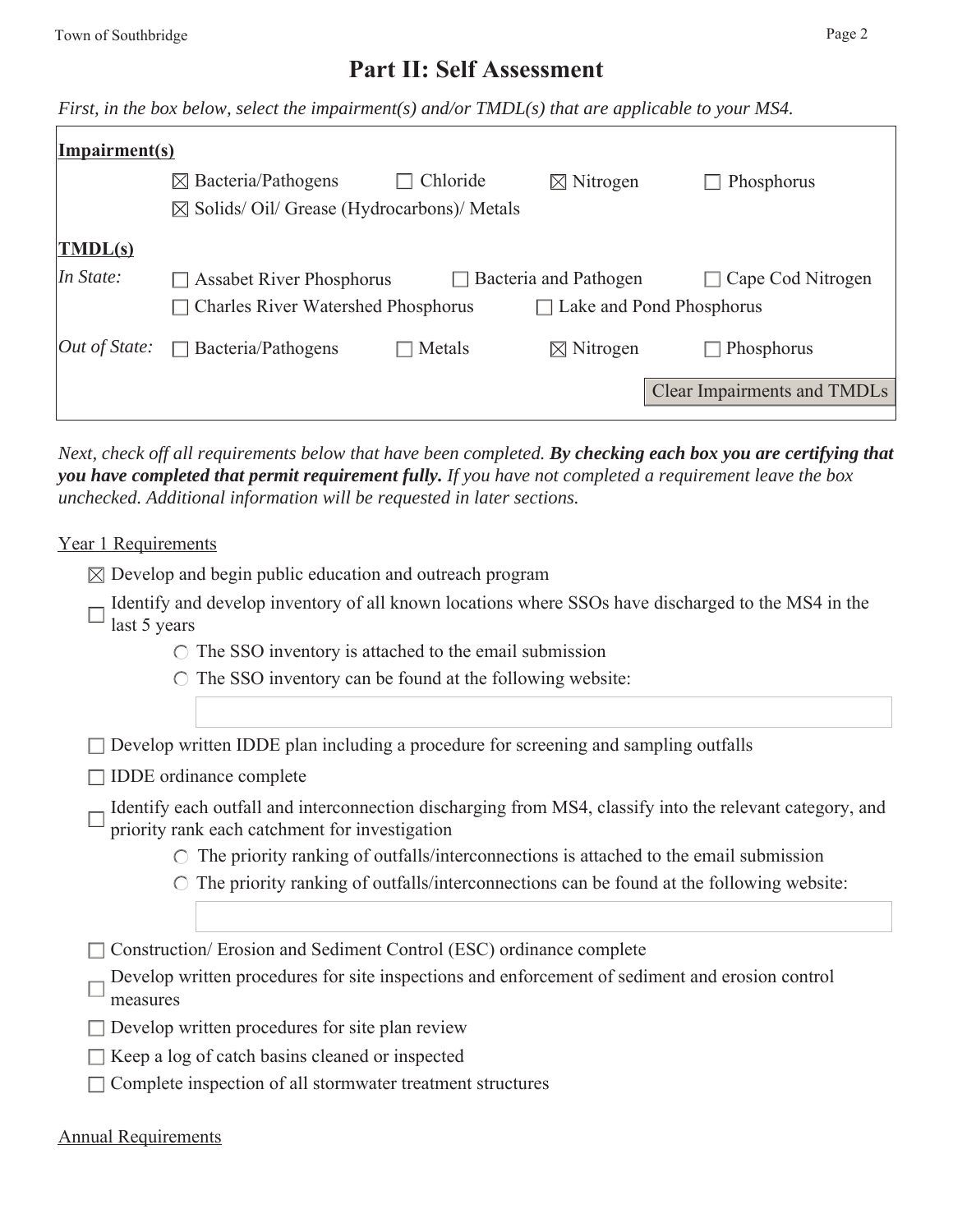# Part II: Self Assessment

*First, in the box below, select the impairment(s) and/or TMDL(s) that are applicable to your MS4.*

**Impairment(s)**

☒ Bacteria/Pathogens ☐ Chloride ☒ Nitrogen ☐ Phosphorus
☒ Solids/ Oil/ Grease (Hydrocarbons)/ Metals

**TMDL(s)**

*In State:* ☐ Assabet River Phosphorus ☐ Bacteria and Pathogen ☐ Cape Cod Nitrogen
☐ Charles River Watershed Phosphorus ☐ Lake and Pond Phosphorus

*Out of State:* ☐ Bacteria/Pathogens ☐ Metals ☒ Nitrogen ☐ Phosphorus

Clear Impairments and TMDLs

*Next, check off all requirements below that have been completed.* ***By checking each box you are certifying that you have completed that permit requirement fully.*** *If you have not completed a requirement leave the box unchecked. Additional information will be requested in later sections.*

Year 1 Requirements

- ☒ Develop and begin public education and outreach program
- ☐ Identify and develop inventory of all known locations where SSOs have discharged to the MS4 in the last 5 years
  - ◯ The SSO inventory is attached to the email submission
  - ◯ The SSO inventory can be found at the following website:
- ☐ Develop written IDDE plan including a procedure for screening and sampling outfalls
- ☐ IDDE ordinance complete
- ☐ Identify each outfall and interconnection discharging from MS4, classify into the relevant category, and priority rank each catchment for investigation
  - ◯ The priority ranking of outfalls/interconnections is attached to the email submission
  - ◯ The priority ranking of outfalls/interconnections can be found at the following website:
- ☐ Construction/ Erosion and Sediment Control (ESC) ordinance complete
- ☐ Develop written procedures for site inspections and enforcement of sediment and erosion control measures
- ☐ Develop written procedures for site plan review
- ☐ Keep a log of catch basins cleaned or inspected
- ☐ Complete inspection of all stormwater treatment structures

Annual Requirements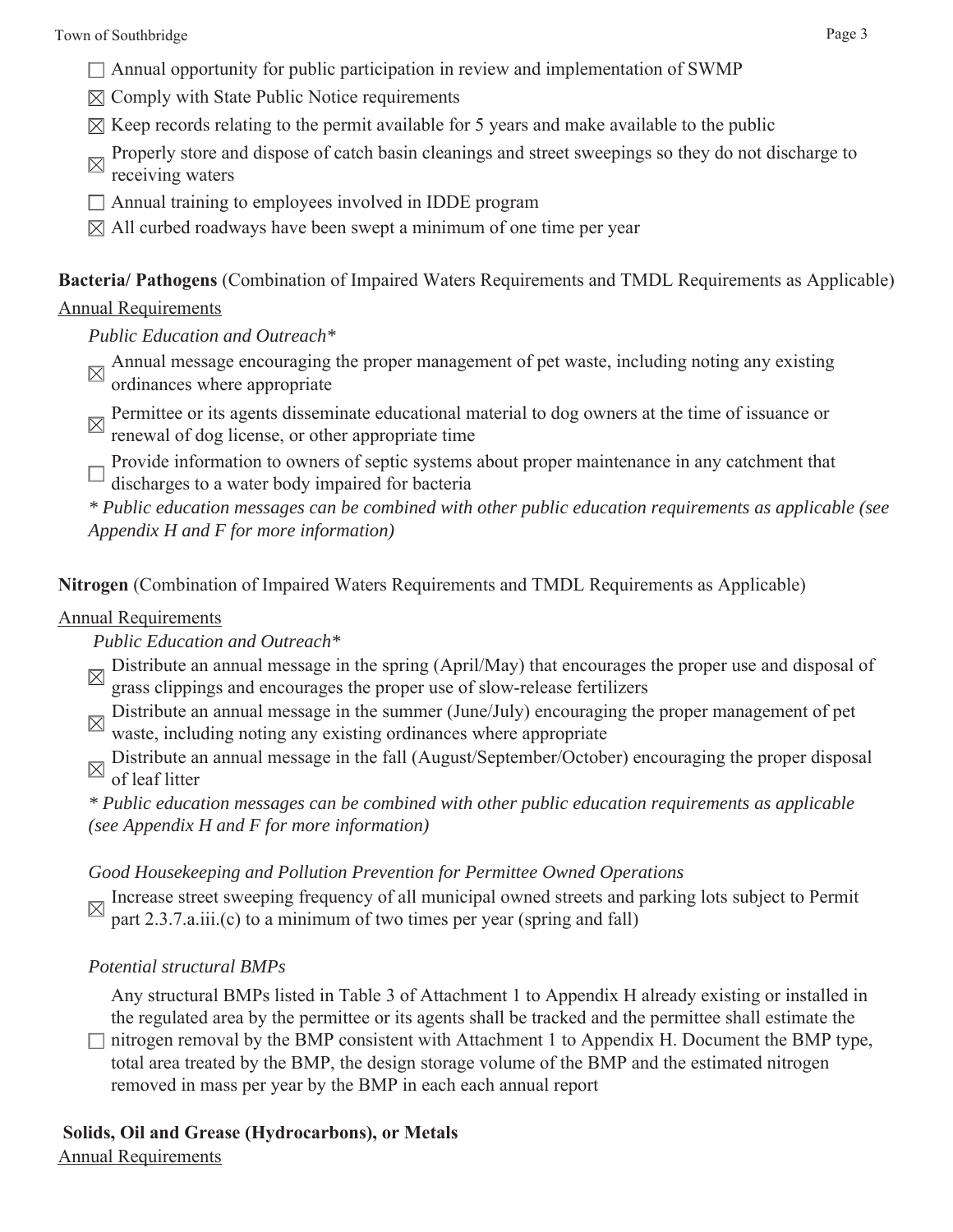- ☐ Annual opportunity for public participation in review and implementation of SWMP
- ☒ Comply with State Public Notice requirements
- ☒ Keep records relating to the permit available for 5 years and make available to the public
- ☒ Properly store and dispose of catch basin cleanings and street sweepings so they do not discharge to receiving waters
- ☐ Annual training to employees involved in IDDE program
- ☒ All curbed roadways have been swept a minimum of one time per year

**Bacteria/ Pathogens** (Combination of Impaired Waters Requirements and TMDL Requirements as Applicable)

Annual Requirements

*Public Education and Outreach**

- ☒ Annual message encouraging the proper management of pet waste, including noting any existing ordinances where appropriate
- ☒ Permittee or its agents disseminate educational material to dog owners at the time of issuance or renewal of dog license, or other appropriate time
- ☐ Provide information to owners of septic systems about proper maintenance in any catchment that discharges to a water body impaired for bacteria

*\* Public education messages can be combined with other public education requirements as applicable (see Appendix H and F for more information)*

**Nitrogen** (Combination of Impaired Waters Requirements and TMDL Requirements as Applicable)

Annual Requirements

*Public Education and Outreach**

- ☒ Distribute an annual message in the spring (April/May) that encourages the proper use and disposal of grass clippings and encourages the proper use of slow-release fertilizers
- ☒ Distribute an annual message in the summer (June/July) encouraging the proper management of pet waste, including noting any existing ordinances where appropriate
- ☒ Distribute an annual message in the fall (August/September/October) encouraging the proper disposal of leaf litter

*\* Public education messages can be combined with other public education requirements as applicable (see Appendix H and F for more information)*

*Good Housekeeping and Pollution Prevention for Permittee Owned Operations*

- ☒ Increase street sweeping frequency of all municipal owned streets and parking lots subject to Permit part 2.3.7.a.iii.(c) to a minimum of two times per year (spring and fall)

*Potential structural BMPs*

- ☐ Any structural BMPs listed in Table 3 of Attachment 1 to Appendix H already existing or installed in the regulated area by the permittee or its agents shall be tracked and the permittee shall estimate the nitrogen removal by the BMP consistent with Attachment 1 to Appendix H. Document the BMP type, total area treated by the BMP, the design storage volume of the BMP and the estimated nitrogen removed in mass per year by the BMP in each each annual report

**Solids, Oil and Grease (Hydrocarbons), or Metals**

Annual Requirements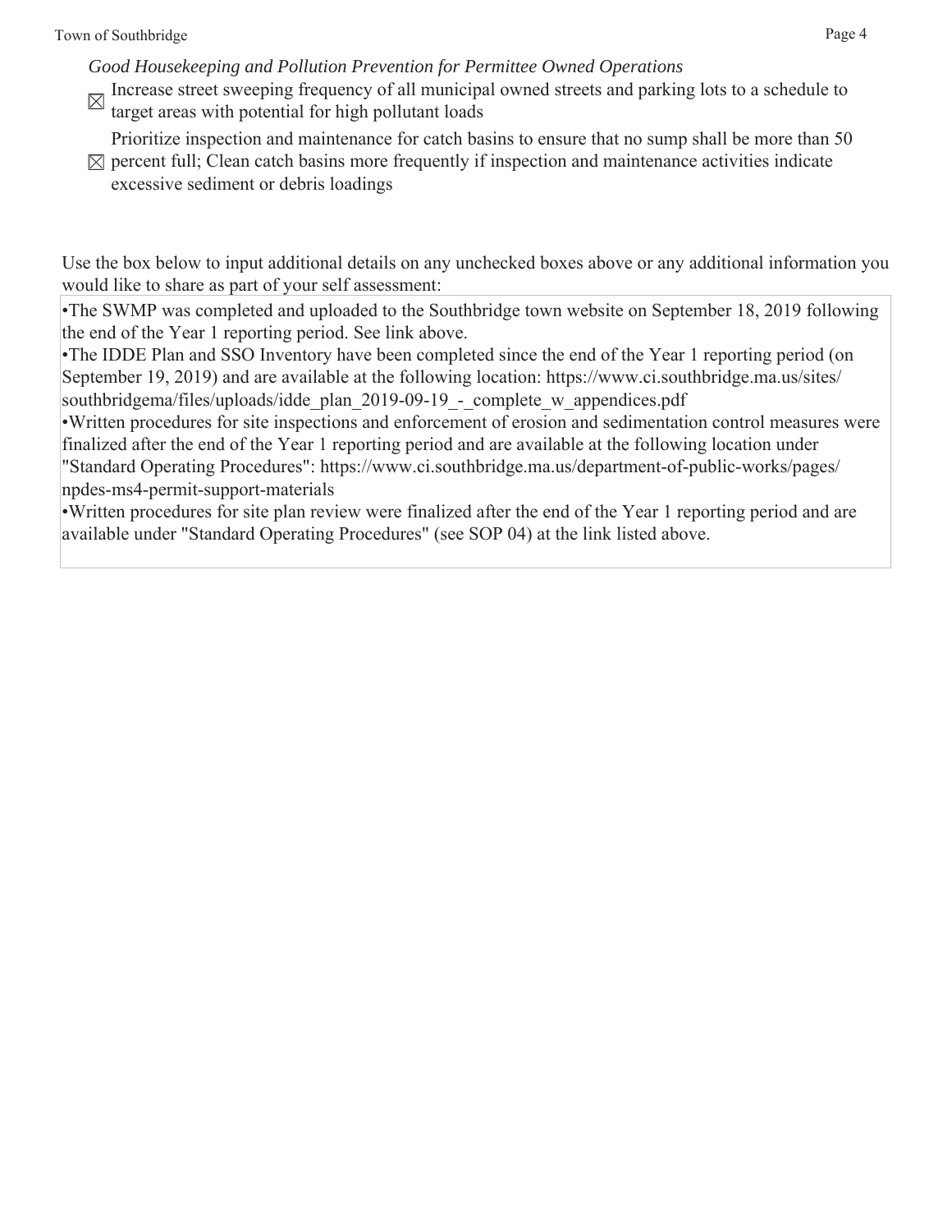*Good Housekeeping and Pollution Prevention for Permittee Owned Operations*

☒ Increase street sweeping frequency of all municipal owned streets and parking lots to a schedule to target areas with potential for high pollutant loads

☒ Prioritize inspection and maintenance for catch basins to ensure that no sump shall be more than 50 percent full; Clean catch basins more frequently if inspection and maintenance activities indicate excessive sediment or debris loadings

Use the box below to input additional details on any unchecked boxes above or any additional information you would like to share as part of your self assessment:

- The SWMP was completed and uploaded to the Southbridge town website on September 18, 2019 following the end of the Year 1 reporting period. See link above.
- The IDDE Plan and SSO Inventory have been completed since the end of the Year 1 reporting period (on September 19, 2019) and are available at the following location: https://www.ci.southbridge.ma.us/sites/southbridgema/files/uploads/idde_plan_2019-09-19_-_complete_w_appendices.pdf
- Written procedures for site inspections and enforcement of erosion and sedimentation control measures were finalized after the end of the Year 1 reporting period and are available at the following location under "Standard Operating Procedures": https://www.ci.southbridge.ma.us/department-of-public-works/pages/npdes-ms4-permit-support-materials
- Written procedures for site plan review were finalized after the end of the Year 1 reporting period and are available under "Standard Operating Procedures" (see SOP 04) at the link listed above.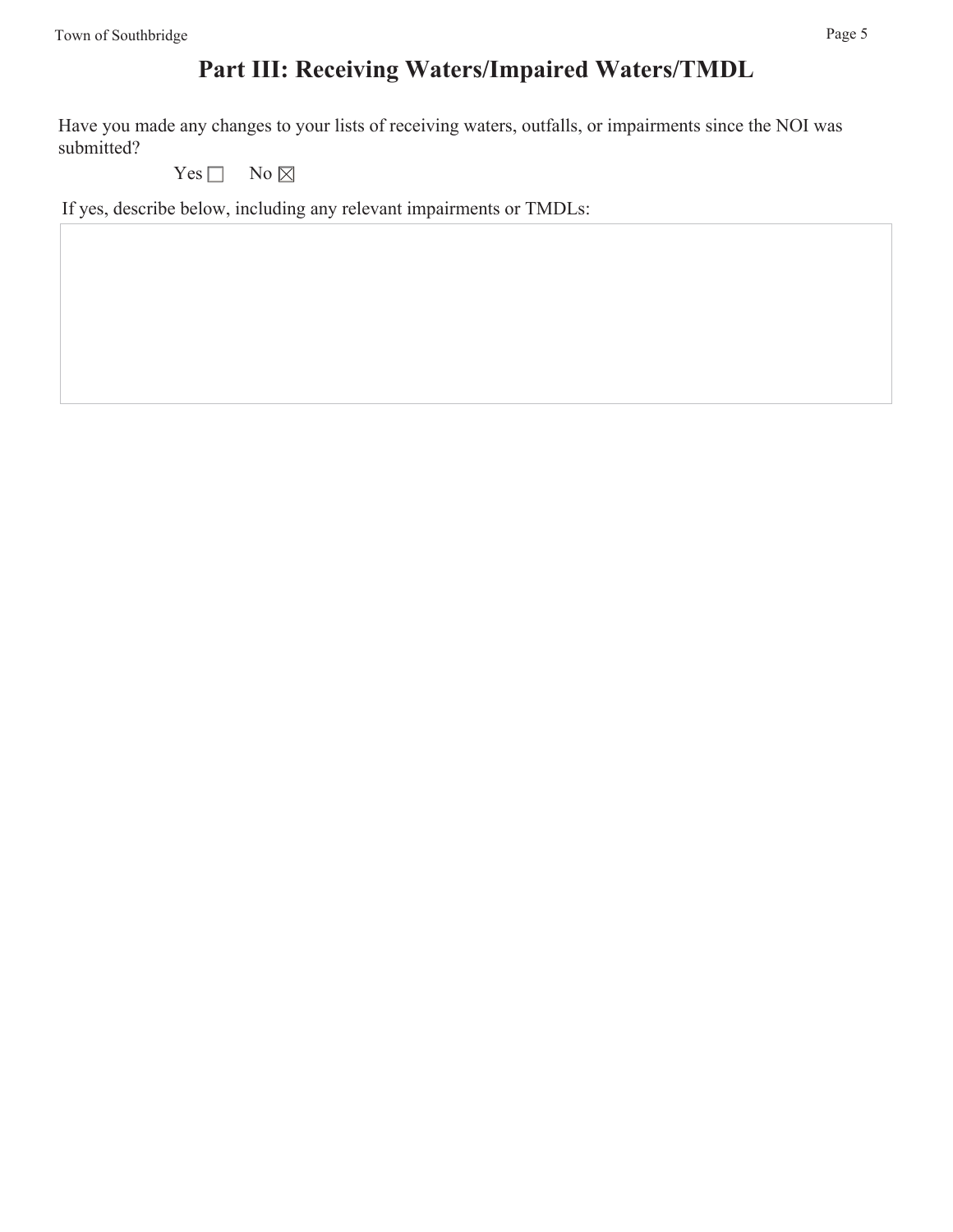# Part III: Receiving Waters/Impaired Waters/TMDL

Have you made any changes to your lists of receiving waters, outfalls, or impairments since the NOI was submitted?

Yes ☐ No ☒

If yes, describe below, including any relevant impairments or TMDLs: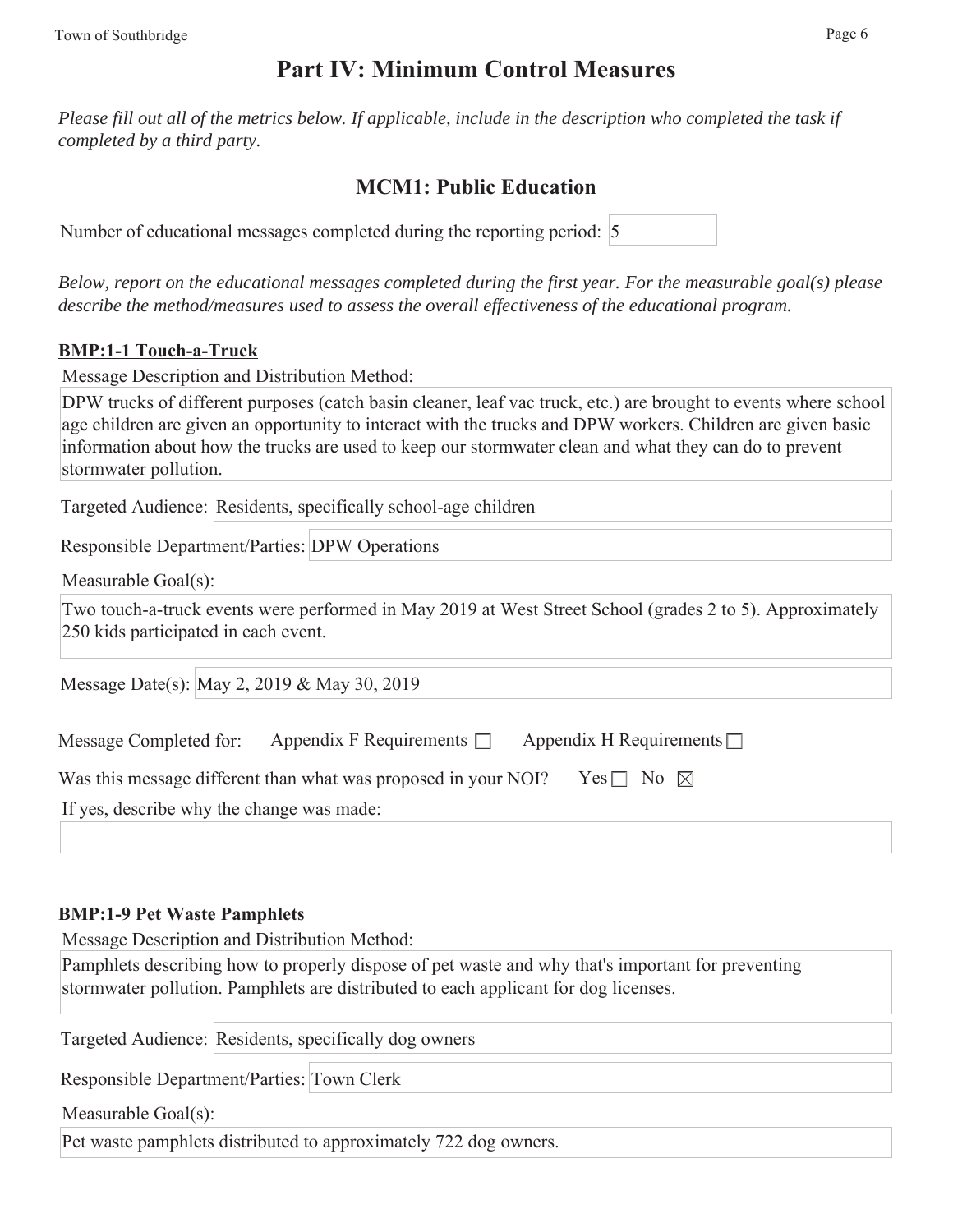# Part IV: Minimum Control Measures

*Please fill out all of the metrics below. If applicable, include in the description who completed the task if completed by a third party.*

## MCM1: Public Education

Number of educational messages completed during the reporting period: 5

*Below, report on the educational messages completed during the first year. For the measurable goal(s) please describe the method/measures used to assess the overall effectiveness of the educational program.*

### BMP:1-1 Touch-a-Truck

Message Description and Distribution Method:

DPW trucks of different purposes (catch basin cleaner, leaf vac truck, etc.) are brought to events where school age children are given an opportunity to interact with the trucks and DPW workers. Children are given basic information about how the trucks are used to keep our stormwater clean and what they can do to prevent stormwater pollution.

Targeted Audience: Residents, specifically school-age children

Responsible Department/Parties: DPW Operations

Measurable Goal(s):

Two touch-a-truck events were performed in May 2019 at West Street School (grades 2 to 5). Approximately 250 kids participated in each event.

Message Date(s): May 2, 2019 & May 30, 2019

Message Completed for: Appendix F Requirements ☐ Appendix H Requirements ☐

Was this message different than what was proposed in your NOI? Yes ☐ No ☒

If yes, describe why the change was made:

---

### BMP:1-9 Pet Waste Pamphlets

Message Description and Distribution Method:

Pamphlets describing how to properly dispose of pet waste and why that's important for preventing stormwater pollution. Pamphlets are distributed to each applicant for dog licenses.

Targeted Audience: Residents, specifically dog owners

Responsible Department/Parties: Town Clerk

Measurable Goal(s):

Pet waste pamphlets distributed to approximately 722 dog owners.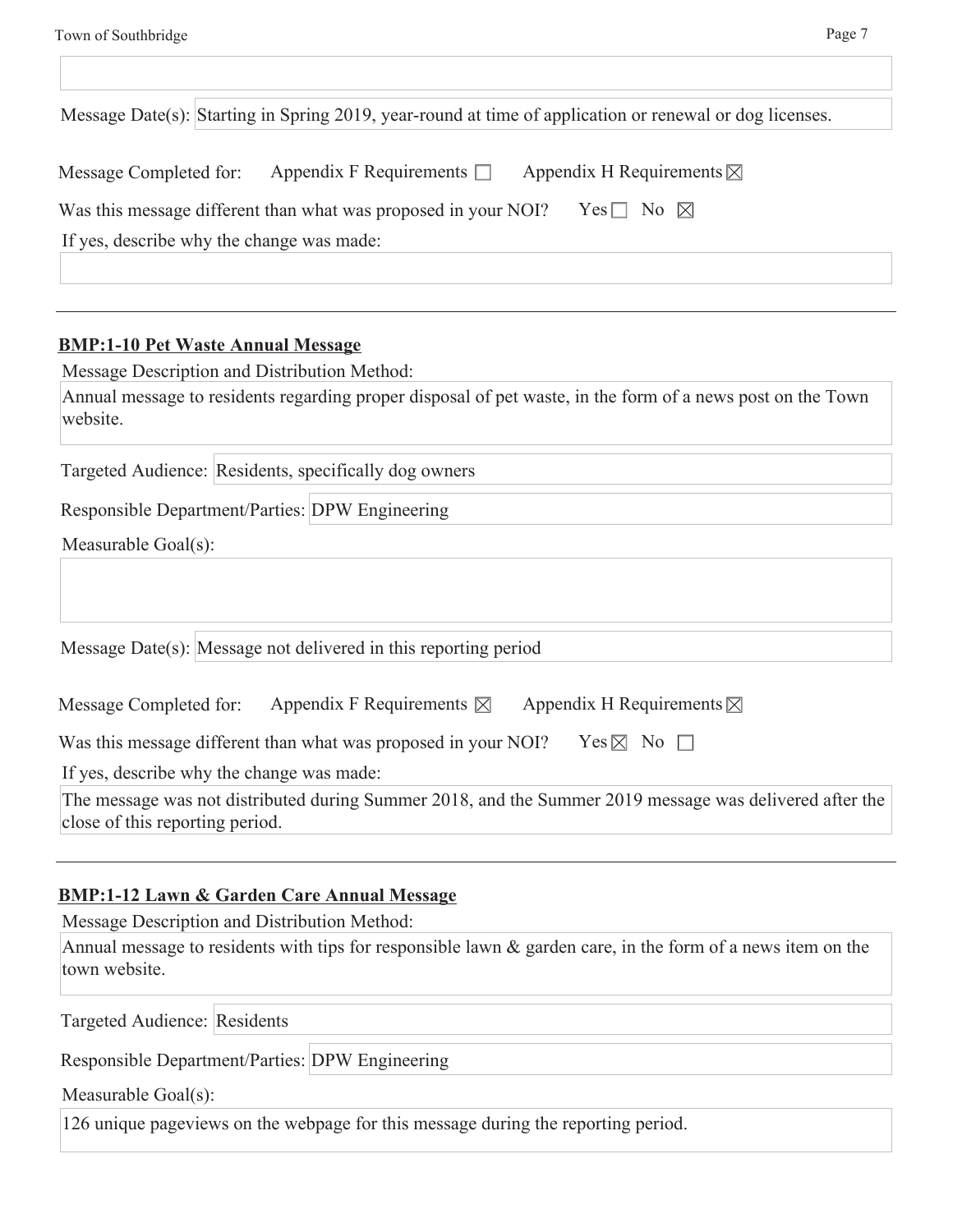Message Date(s): Starting in Spring 2019, year-round at time of application or renewal or dog licenses.

Message Completed for: Appendix F Requirements ☐ Appendix H Requirements ☒

Was this message different than what was proposed in your NOI? Yes ☐ No ☒

If yes, describe why the change was made:

---

**BMP:1-10 Pet Waste Annual Message**

Message Description and Distribution Method:

Annual message to residents regarding proper disposal of pet waste, in the form of a news post on the Town website.

Targeted Audience: Residents, specifically dog owners

Responsible Department/Parties: DPW Engineering

Measurable Goal(s):

Message Date(s): Message not delivered in this reporting period

Message Completed for: Appendix F Requirements ☒ Appendix H Requirements ☒

Was this message different than what was proposed in your NOI? Yes ☒ No ☐

If yes, describe why the change was made:

The message was not distributed during Summer 2018, and the Summer 2019 message was delivered after the close of this reporting period.

---

**BMP:1-12 Lawn & Garden Care Annual Message**

Message Description and Distribution Method:

Annual message to residents with tips for responsible lawn & garden care, in the form of a news item on the town website.

Targeted Audience: Residents

Responsible Department/Parties: DPW Engineering

Measurable Goal(s):

126 unique pageviews on the webpage for this message during the reporting period.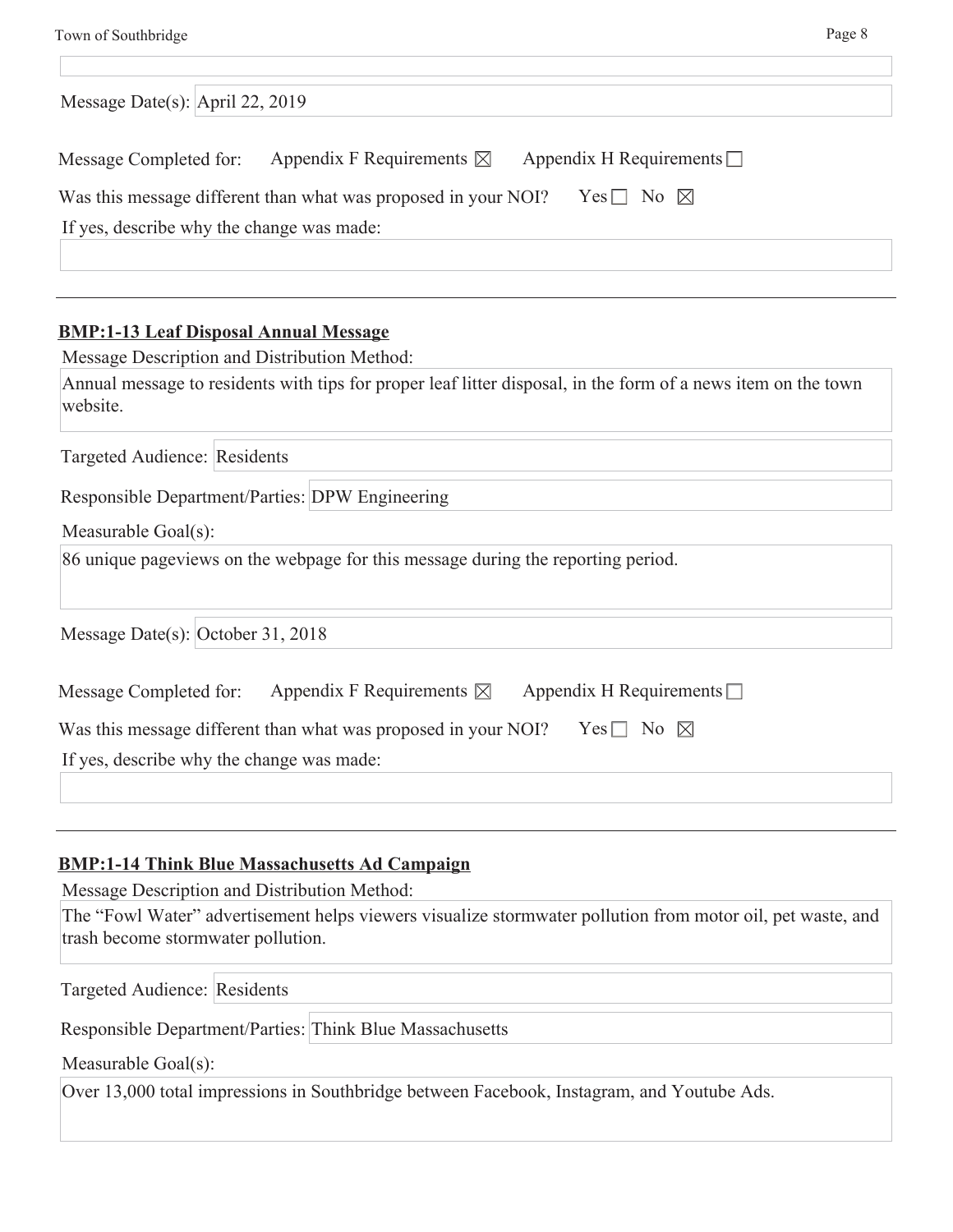Message Date(s): April 22, 2019

Message Completed for: Appendix F Requirements ☒ Appendix H Requirements ☐

Was this message different than what was proposed in your NOI? Yes ☐ No ☒

If yes, describe why the change was made:

---

**BMP:1-13 Leaf Disposal Annual Message**

Message Description and Distribution Method:

Annual message to residents with tips for proper leaf litter disposal, in the form of a news item on the town website.

Targeted Audience: Residents

Responsible Department/Parties: DPW Engineering

Measurable Goal(s):

86 unique pageviews on the webpage for this message during the reporting period.

Message Date(s): October 31, 2018

Message Completed for: Appendix F Requirements ☒ Appendix H Requirements ☐

Was this message different than what was proposed in your NOI? Yes ☐ No ☒

If yes, describe why the change was made:

---

**BMP:1-14 Think Blue Massachusetts Ad Campaign**

Message Description and Distribution Method:

The "Fowl Water" advertisement helps viewers visualize stormwater pollution from motor oil, pet waste, and trash become stormwater pollution.

Targeted Audience: Residents

Responsible Department/Parties: Think Blue Massachusetts

Measurable Goal(s):

Over 13,000 total impressions in Southbridge between Facebook, Instagram, and Youtube Ads.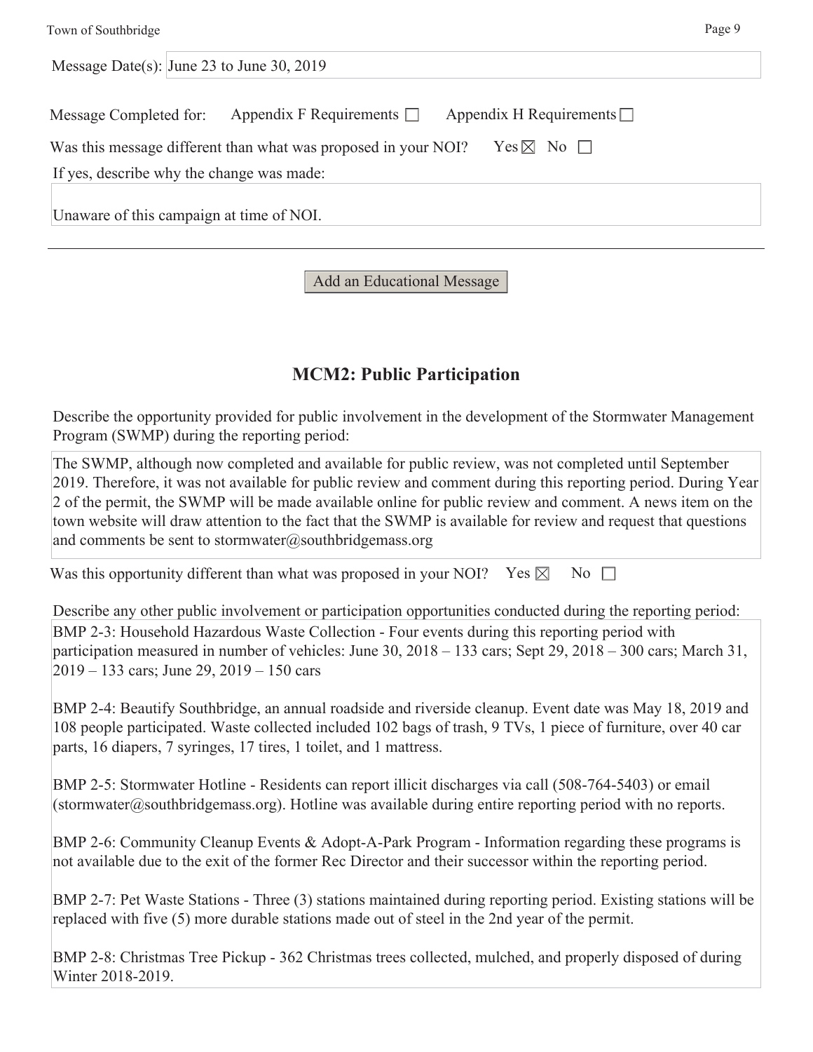Message Date(s): June 23 to June 30, 2019

Message Completed for: Appendix F Requirements ☐ Appendix H Requirements ☐

Was this message different than what was proposed in your NOI? Yes ☒ No ☐

If yes, describe why the change was made:

Unaware of this campaign at time of NOI.

---

Add an Educational Message

## MCM2: Public Participation

Describe the opportunity provided for public involvement in the development of the Stormwater Management Program (SWMP) during the reporting period:

The SWMP, although now completed and available for public review, was not completed until September 2019. Therefore, it was not available for public review and comment during this reporting period. During Year 2 of the permit, the SWMP will be made available online for public review and comment. A news item on the town website will draw attention to the fact that the SWMP is available for review and request that questions and comments be sent to stormwater@southbridgemass.org

Was this opportunity different than what was proposed in your NOI? Yes ☒ No ☐

Describe any other public involvement or participation opportunities conducted during the reporting period:

BMP 2-3: Household Hazardous Waste Collection - Four events during this reporting period with participation measured in number of vehicles: June 30, 2018 – 133 cars; Sept 29, 2018 – 300 cars; March 31, 2019 – 133 cars; June 29, 2019 – 150 cars

BMP 2-4: Beautify Southbridge, an annual roadside and riverside cleanup. Event date was May 18, 2019 and 108 people participated. Waste collected included 102 bags of trash, 9 TVs, 1 piece of furniture, over 40 car parts, 16 diapers, 7 syringes, 17 tires, 1 toilet, and 1 mattress.

BMP 2-5: Stormwater Hotline - Residents can report illicit discharges via call (508-764-5403) or email (stormwater@southbridgemass.org). Hotline was available during entire reporting period with no reports.

BMP 2-6: Community Cleanup Events & Adopt-A-Park Program - Information regarding these programs is not available due to the exit of the former Rec Director and their successor within the reporting period.

BMP 2-7: Pet Waste Stations - Three (3) stations maintained during reporting period. Existing stations will be replaced with five (5) more durable stations made out of steel in the 2nd year of the permit.

BMP 2-8: Christmas Tree Pickup - 362 Christmas trees collected, mulched, and properly disposed of during Winter 2018-2019.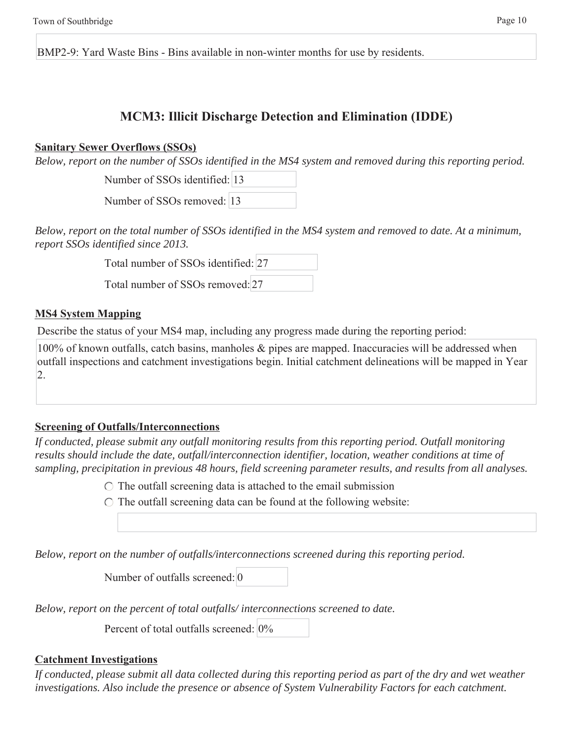BMP2-9: Yard Waste Bins - Bins available in non-winter months for use by residents.

## MCM3: Illicit Discharge Detection and Elimination (IDDE)

**Sanitary Sewer Overflows (SSOs)**

*Below, report on the number of SSOs identified in the MS4 system and removed during this reporting period.*

Number of SSOs identified: 13

Number of SSOs removed: 13

*Below, report on the total number of SSOs identified in the MS4 system and removed to date. At a minimum, report SSOs identified since 2013.*

Total number of SSOs identified: 27

Total number of SSOs removed: 27

**MS4 System Mapping**

Describe the status of your MS4 map, including any progress made during the reporting period:

100% of known outfalls, catch basins, manholes & pipes are mapped. Inaccuracies will be addressed when outfall inspections and catchment investigations begin. Initial catchment delineations will be mapped in Year 2.

**Screening of Outfalls/Interconnections**

*If conducted, please submit any outfall monitoring results from this reporting period. Outfall monitoring results should include the date, outfall/interconnection identifier, location, weather conditions at time of sampling, precipitation in previous 48 hours, field screening parameter results, and results from all analyses.*

- ○ The outfall screening data is attached to the email submission
- ○ The outfall screening data can be found at the following website:

*Below, report on the number of outfalls/interconnections screened during this reporting period.*

Number of outfalls screened: 0

*Below, report on the percent of total outfalls/ interconnections screened to date.*

Percent of total outfalls screened: 0%

**Catchment Investigations**

*If conducted, please submit all data collected during this reporting period as part of the dry and wet weather investigations. Also include the presence or absence of System Vulnerability Factors for each catchment.*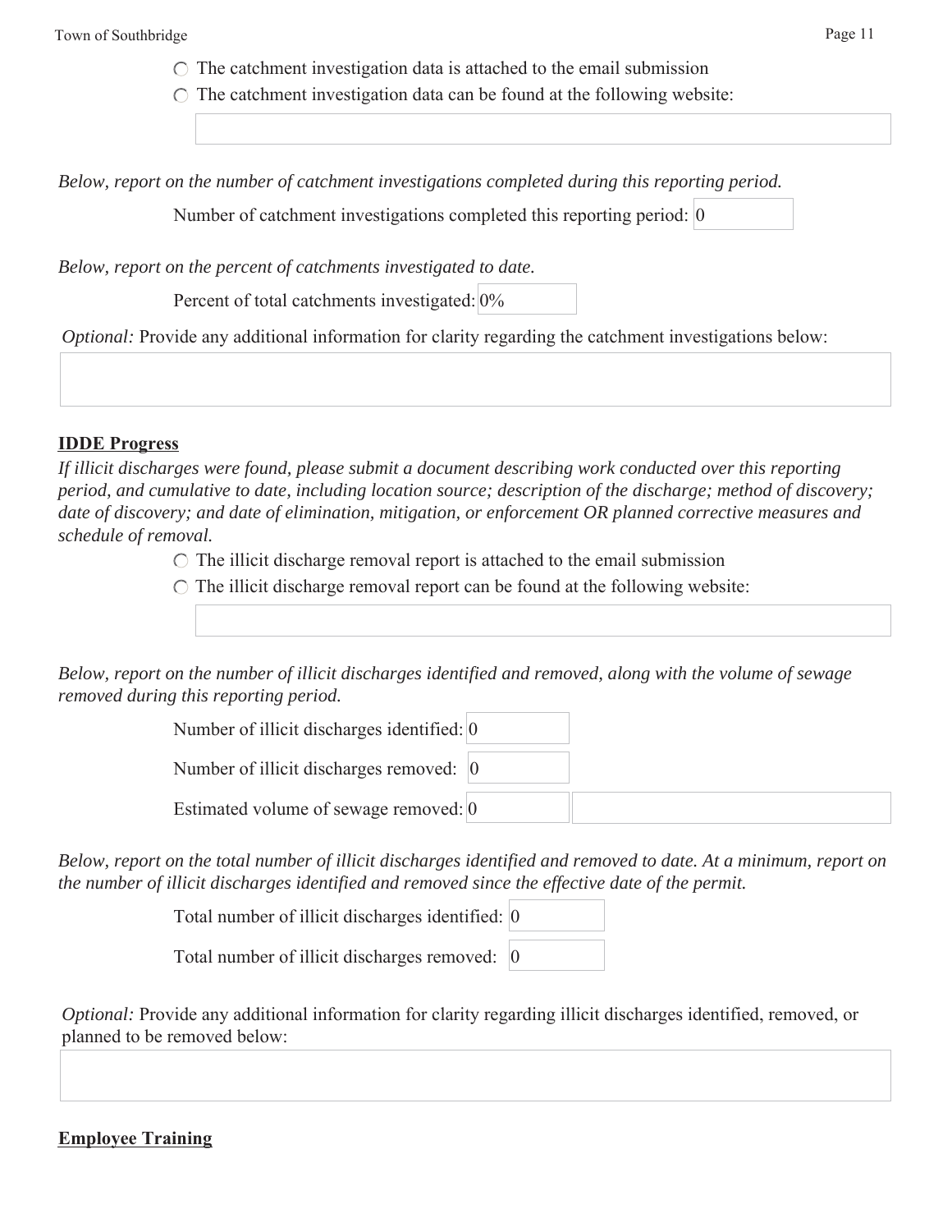- ○ The catchment investigation data is attached to the email submission
- ○ The catchment investigation data can be found at the following website:

*Below, report on the number of catchment investigations completed during this reporting period.*

Number of catchment investigations completed this reporting period: 0

*Below, report on the percent of catchments investigated to date.*

Percent of total catchments investigated: 0%

*Optional:* Provide any additional information for clarity regarding the catchment investigations below:

**IDDE Progress**

*If illicit discharges were found, please submit a document describing work conducted over this reporting period, and cumulative to date, including location source; description of the discharge; method of discovery; date of discovery; and date of elimination, mitigation, or enforcement OR planned corrective measures and schedule of removal.*

- ○ The illicit discharge removal report is attached to the email submission
- ○ The illicit discharge removal report can be found at the following website:

*Below, report on the number of illicit discharges identified and removed, along with the volume of sewage removed during this reporting period.*

Number of illicit discharges identified: 0

Number of illicit discharges removed: 0

Estimated volume of sewage removed: 0

*Below, report on the total number of illicit discharges identified and removed to date. At a minimum, report on the number of illicit discharges identified and removed since the effective date of the permit.*

Total number of illicit discharges identified: 0

Total number of illicit discharges removed: 0

*Optional:* Provide any additional information for clarity regarding illicit discharges identified, removed, or planned to be removed below:

**Employee Training**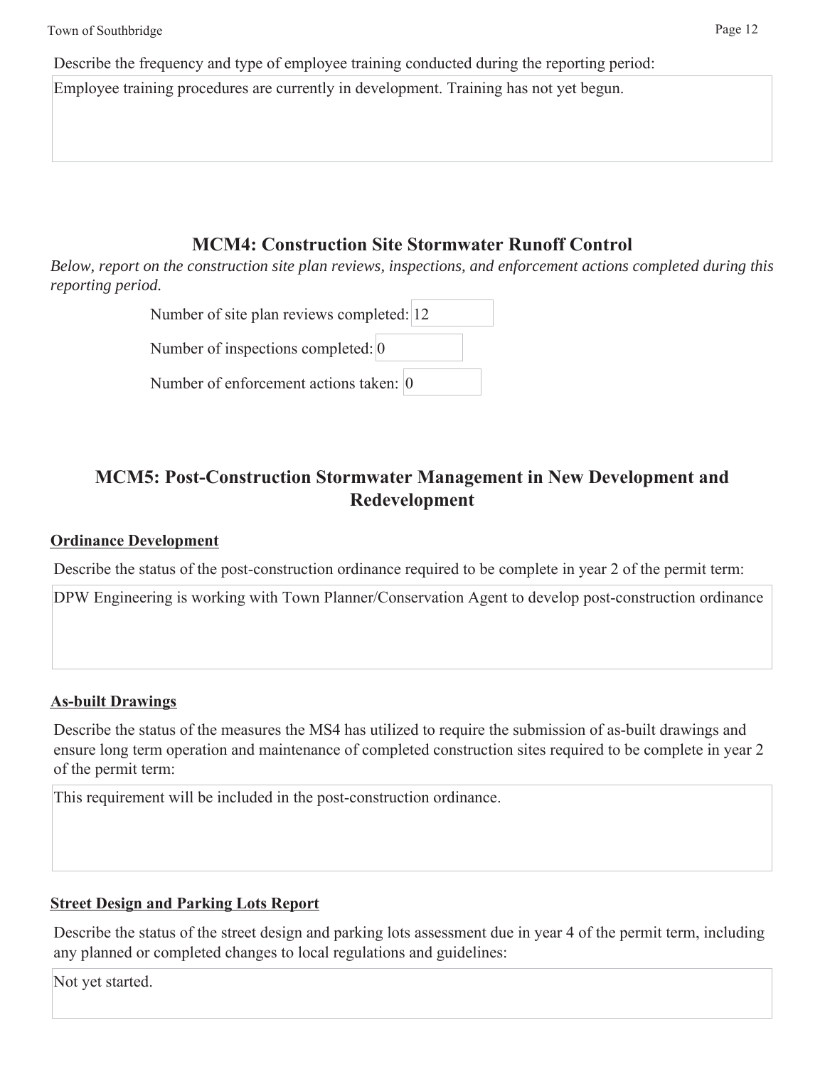Describe the frequency and type of employee training conducted during the reporting period:

Employee training procedures are currently in development. Training has not yet begun.

## MCM4: Construction Site Stormwater Runoff Control

*Below, report on the construction site plan reviews, inspections, and enforcement actions completed during this reporting period.*

Number of site plan reviews completed: 12

Number of inspections completed: 0

Number of enforcement actions taken: 0

## MCM5: Post-Construction Stormwater Management in New Development and Redevelopment

### Ordinance Development

Describe the status of the post-construction ordinance required to be complete in year 2 of the permit term:

DPW Engineering is working with Town Planner/Conservation Agent to develop post-construction ordinance

### As-built Drawings

Describe the status of the measures the MS4 has utilized to require the submission of as-built drawings and ensure long term operation and maintenance of completed construction sites required to be complete in year 2 of the permit term:

This requirement will be included in the post-construction ordinance.

### Street Design and Parking Lots Report

Describe the status of the street design and parking lots assessment due in year 4 of the permit term, including any planned or completed changes to local regulations and guidelines:

Not yet started.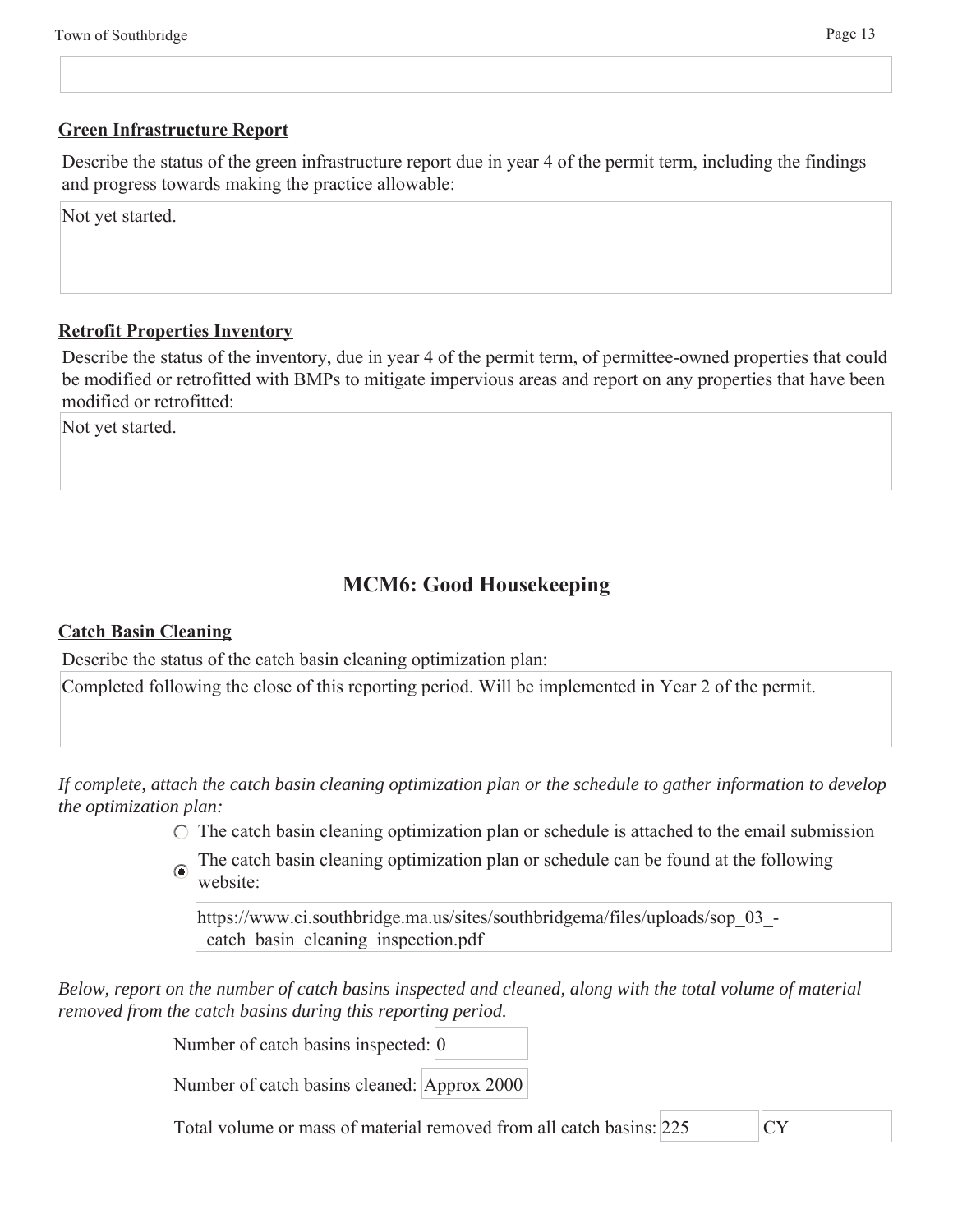### Green Infrastructure Report

Describe the status of the green infrastructure report due in year 4 of the permit term, including the findings and progress towards making the practice allowable:

Not yet started.

### Retrofit Properties Inventory

Describe the status of the inventory, due in year 4 of the permit term, of permittee-owned properties that could be modified or retrofitted with BMPs to mitigate impervious areas and report on any properties that have been modified or retrofitted:

Not yet started.

## MCM6: Good Housekeeping

### Catch Basin Cleaning

Describe the status of the catch basin cleaning optimization plan:

Completed following the close of this reporting period. Will be implemented in Year 2 of the permit.

*If complete, attach the catch basin cleaning optimization plan or the schedule to gather information to develop the optimization plan:*

- ○ The catch basin cleaning optimization plan or schedule is attached to the email submission
- ◉ The catch basin cleaning optimization plan or schedule can be found at the following website:

https://www.ci.southbridge.ma.us/sites/southbridgema/files/uploads/sop_03_-_catch_basin_cleaning_inspection.pdf

*Below, report on the number of catch basins inspected and cleaned, along with the total volume of material removed from the catch basins during this reporting period.*

Number of catch basins inspected: 0

Number of catch basins cleaned: Approx 2000

Total volume or mass of material removed from all catch basins: 225 CY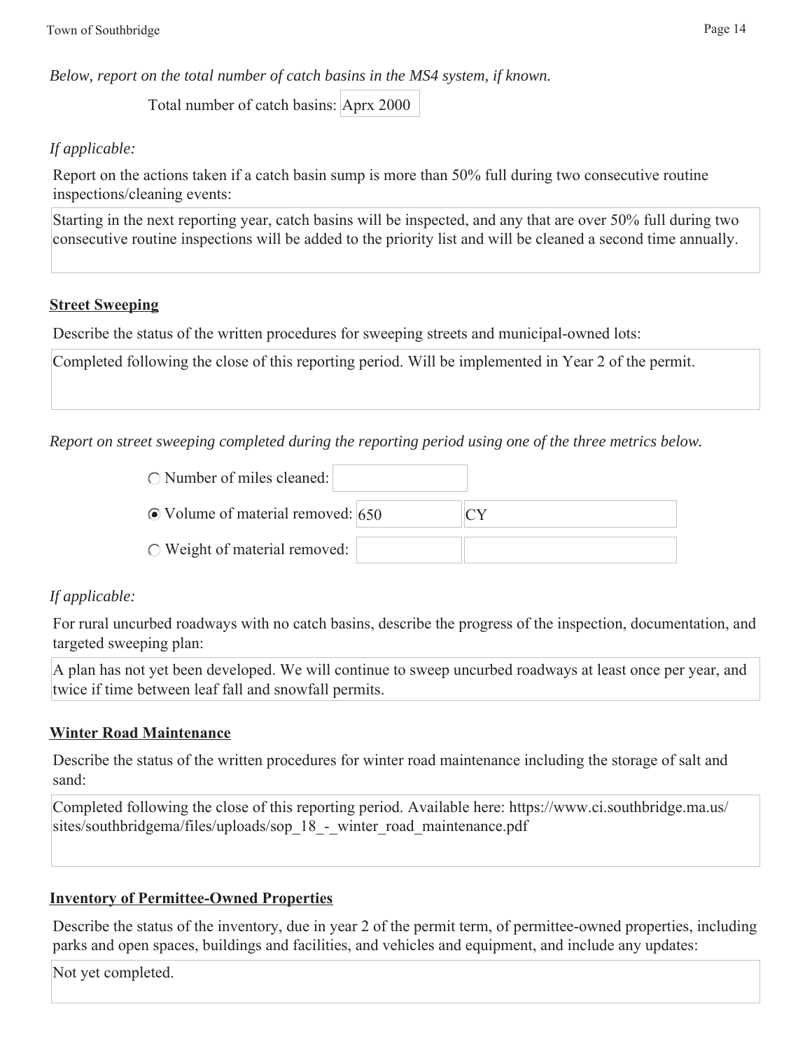*Below, report on the total number of catch basins in the MS4 system, if known.*

Total number of catch basins: Aprx 2000

*If applicable:*

Report on the actions taken if a catch basin sump is more than 50% full during two consecutive routine inspections/cleaning events:

Starting in the next reporting year, catch basins will be inspected, and any that are over 50% full during two consecutive routine inspections will be added to the priority list and will be cleaned a second time annually.

**Street Sweeping**

Describe the status of the written procedures for sweeping streets and municipal-owned lots:

Completed following the close of this reporting period. Will be implemented in Year 2 of the permit.

*Report on street sweeping completed during the reporting period using one of the three metrics below.*

- ○ Number of miles cleaned:
- ◉ Volume of material removed: 650 CY
- ○ Weight of material removed:

*If applicable:*

For rural uncurbed roadways with no catch basins, describe the progress of the inspection, documentation, and targeted sweeping plan:

A plan has not yet been developed. We will continue to sweep uncurbed roadways at least once per year, and twice if time between leaf fall and snowfall permits.

**Winter Road Maintenance**

Describe the status of the written procedures for winter road maintenance including the storage of salt and sand:

Completed following the close of this reporting period. Available here: https://www.ci.southbridge.ma.us/sites/southbridgema/files/uploads/sop_18_-_winter_road_maintenance.pdf

**Inventory of Permittee-Owned Properties**

Describe the status of the inventory, due in year 2 of the permit term, of permittee-owned properties, including parks and open spaces, buildings and facilities, and vehicles and equipment, and include any updates:

Not yet completed.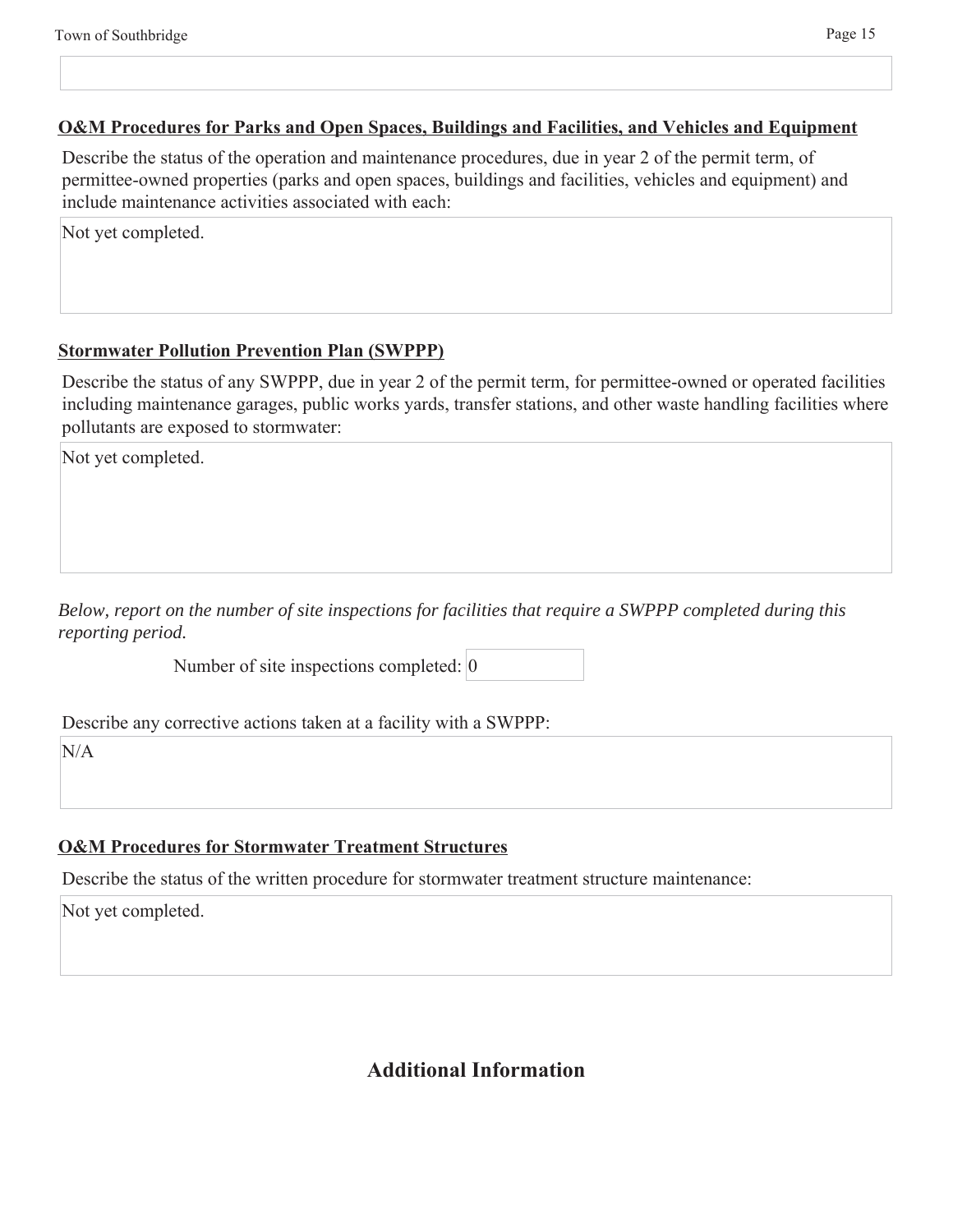### O&M Procedures for Parks and Open Spaces, Buildings and Facilities, and Vehicles and Equipment

Describe the status of the operation and maintenance procedures, due in year 2 of the permit term, of permittee-owned properties (parks and open spaces, buildings and facilities, vehicles and equipment) and include maintenance activities associated with each:

Not yet completed.

### Stormwater Pollution Prevention Plan (SWPPP)

Describe the status of any SWPPP, due in year 2 of the permit term, for permittee-owned or operated facilities including maintenance garages, public works yards, transfer stations, and other waste handling facilities where pollutants are exposed to stormwater:

Not yet completed.

*Below, report on the number of site inspections for facilities that require a SWPPP completed during this reporting period.*

Number of site inspections completed: 0

Describe any corrective actions taken at a facility with a SWPPP:

N/A

### O&M Procedures for Stormwater Treatment Structures

Describe the status of the written procedure for stormwater treatment structure maintenance:

Not yet completed.

## Additional Information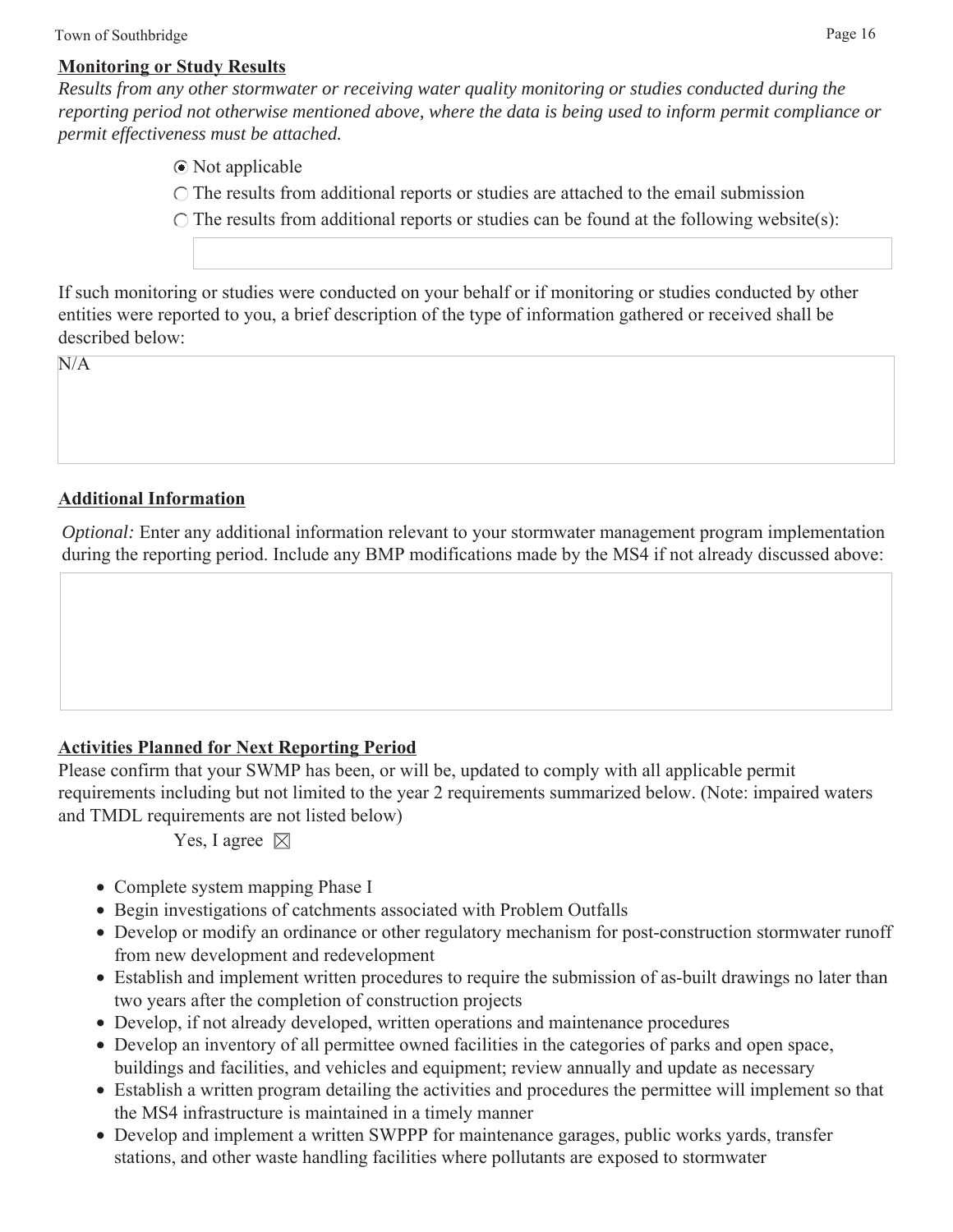**Monitoring or Study Results**

*Results from any other stormwater or receiving water quality monitoring or studies conducted during the reporting period not otherwise mentioned above, where the data is being used to inform permit compliance or permit effectiveness must be attached.*

- ◉ Not applicable
- ○ The results from additional reports or studies are attached to the email submission
- ○ The results from additional reports or studies can be found at the following website(s):

If such monitoring or studies were conducted on your behalf or if monitoring or studies conducted by other entities were reported to you, a brief description of the type of information gathered or received shall be described below:

N/A

**Additional Information**

*Optional:* Enter any additional information relevant to your stormwater management program implementation during the reporting period. Include any BMP modifications made by the MS4 if not already discussed above:

**Activities Planned for Next Reporting Period**

Please confirm that your SWMP has been, or will be, updated to comply with all applicable permit requirements including but not limited to the year 2 requirements summarized below. (Note: impaired waters and TMDL requirements are not listed below)

Yes, I agree ☒

- Complete system mapping Phase I
- Begin investigations of catchments associated with Problem Outfalls
- Develop or modify an ordinance or other regulatory mechanism for post-construction stormwater runoff from new development and redevelopment
- Establish and implement written procedures to require the submission of as-built drawings no later than two years after the completion of construction projects
- Develop, if not already developed, written operations and maintenance procedures
- Develop an inventory of all permittee owned facilities in the categories of parks and open space, buildings and facilities, and vehicles and equipment; review annually and update as necessary
- Establish a written program detailing the activities and procedures the permittee will implement so that the MS4 infrastructure is maintained in a timely manner
- Develop and implement a written SWPPP for maintenance garages, public works yards, transfer stations, and other waste handling facilities where pollutants are exposed to stormwater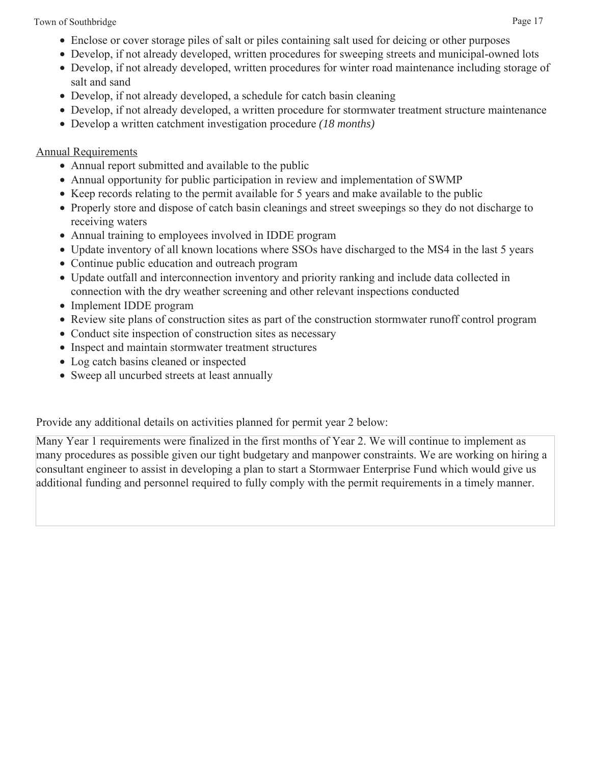- Enclose or cover storage piles of salt or piles containing salt used for deicing or other purposes
- Develop, if not already developed, written procedures for sweeping streets and municipal-owned lots
- Develop, if not already developed, written procedures for winter road maintenance including storage of salt and sand
- Develop, if not already developed, a schedule for catch basin cleaning
- Develop, if not already developed, a written procedure for stormwater treatment structure maintenance
- Develop a written catchment investigation procedure *(18 months)*

<u>Annual Requirements</u>

- Annual report submitted and available to the public
- Annual opportunity for public participation in review and implementation of SWMP
- Keep records relating to the permit available for 5 years and make available to the public
- Properly store and dispose of catch basin cleanings and street sweepings so they do not discharge to receiving waters
- Annual training to employees involved in IDDE program
- Update inventory of all known locations where SSOs have discharged to the MS4 in the last 5 years
- Continue public education and outreach program
- Update outfall and interconnection inventory and priority ranking and include data collected in connection with the dry weather screening and other relevant inspections conducted
- Implement IDDE program
- Review site plans of construction sites as part of the construction stormwater runoff control program
- Conduct site inspection of construction sites as necessary
- Inspect and maintain stormwater treatment structures
- Log catch basins cleaned or inspected
- Sweep all uncurbed streets at least annually

Provide any additional details on activities planned for permit year 2 below:

Many Year 1 requirements were finalized in the first months of Year 2. We will continue to implement as many procedures as possible given our tight budgetary and manpower constraints. We are working on hiring a consultant engineer to assist in developing a plan to start a Stormwaer Enterprise Fund which would give us additional funding and personnel required to fully comply with the permit requirements in a timely manner.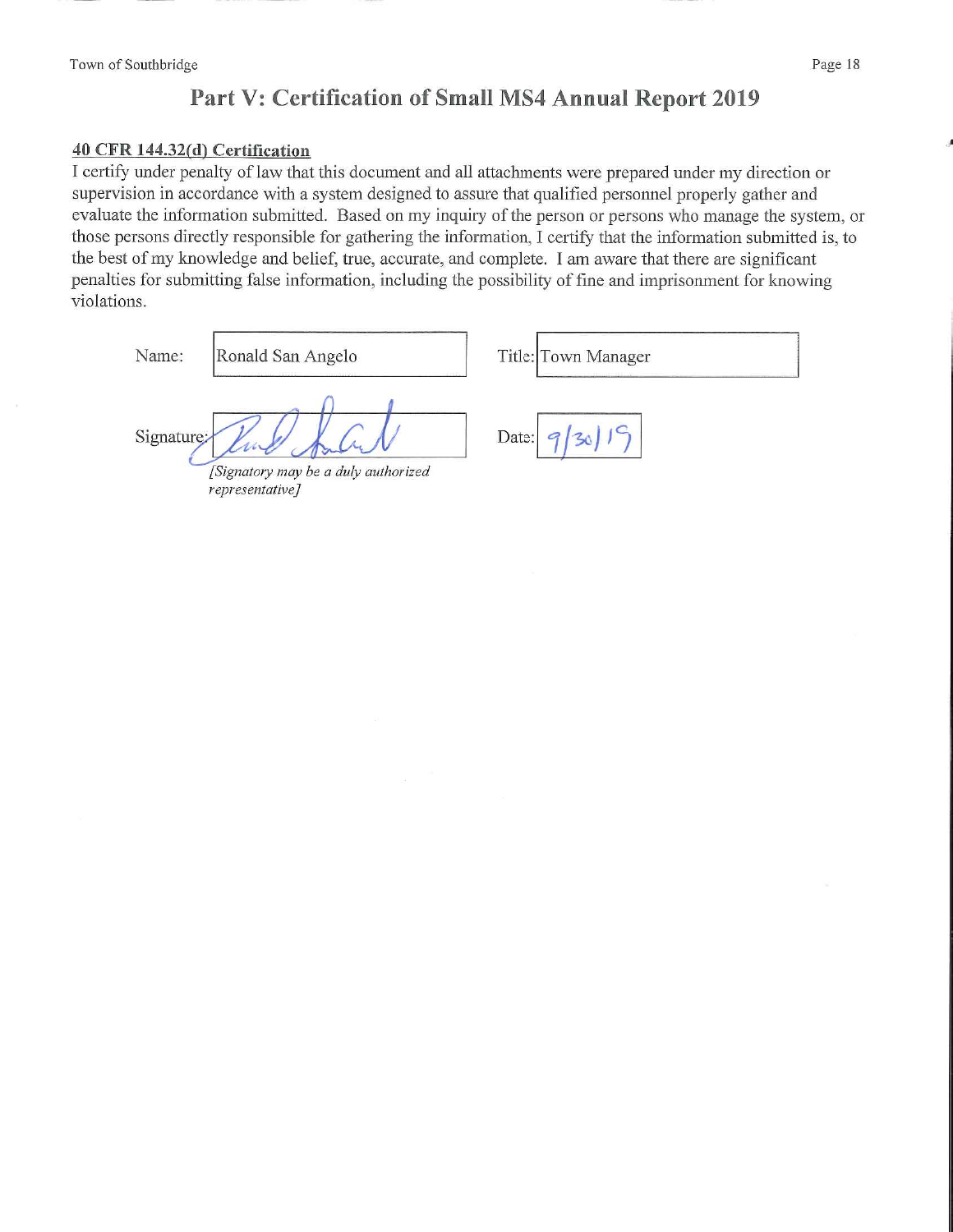# Part V: Certification of Small MS4 Annual Report 2019

**40 CFR 144.32(d) Certification**

I certify under penalty of law that this document and all attachments were prepared under my direction or supervision in accordance with a system designed to assure that qualified personnel properly gather and evaluate the information submitted. Based on my inquiry of the person or persons who manage the system, or those persons directly responsible for gathering the information, I certify that the information submitted is, to the best of my knowledge and belief, true, accurate, and complete. I am aware that there are significant penalties for submitting false information, including the possibility of fine and imprisonment for knowing violations.

| | | | |
|---|---|---|---|
| Name: | Ronald San Angelo | Title: | Town Manager |
| Signature: | [signature] | Date: | 9/30/19 |

*[Signatory may be a duly authorized representative]*